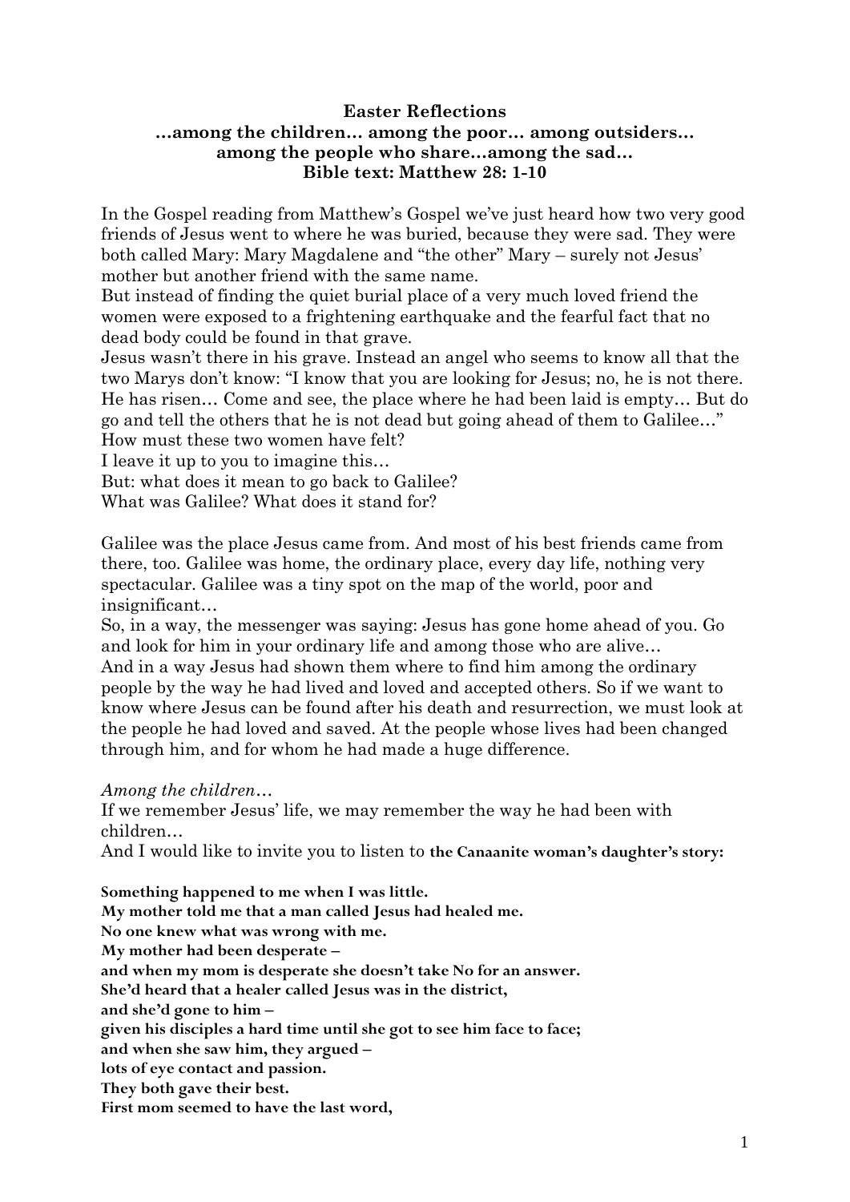**Easter Reflections**
**…among the children… among the poor… among outsiders…**
**among the people who share…among the sad…**
**Bible text: Matthew 28: 1-10**

In the Gospel reading from Matthew's Gospel we've just heard how two very good friends of Jesus went to where he was buried, because they were sad. They were both called Mary: Mary Magdalene and "the other" Mary – surely not Jesus' mother but another friend with the same name.
But instead of finding the quiet burial place of a very much loved friend the women were exposed to a frightening earthquake and the fearful fact that no dead body could be found in that grave.
Jesus wasn't there in his grave. Instead an angel who seems to know all that the two Marys don't know: "I know that you are looking for Jesus; no, he is not there. He has risen… Come and see, the place where he had been laid is empty… But do go and tell the others that he is not dead but going ahead of them to Galilee…"
How must these two women have felt?
I leave it up to you to imagine this…
But: what does it mean to go back to Galilee?
What was Galilee? What does it stand for?

Galilee was the place Jesus came from. And most of his best friends came from there, too. Galilee was home, the ordinary place, every day life, nothing very spectacular. Galilee was a tiny spot on the map of the world, poor and insignificant…
So, in a way, the messenger was saying: Jesus has gone home ahead of you. Go and look for him in your ordinary life and among those who are alive…
And in a way Jesus had shown them where to find him among the ordinary people by the way he had lived and loved and accepted others. So if we want to know where Jesus can be found after his death and resurrection, we must look at the people he had loved and saved. At the people whose lives had been changed through him, and for whom he had made a huge difference.

*Among the children…*
If we remember Jesus' life, we may remember the way he had been with children…
And I would like to invite you to listen to **the Canaanite woman's daughter's story:**

**Something happened to me when I was little.**
**My mother told me that a man called Jesus had healed me.**
**No one knew what was wrong with me.**
**My mother had been desperate –**
**and when my mom is desperate she doesn't take No for an answer.**
**She'd heard that a healer called Jesus was in the district,**
**and she'd gone to him –**
**given his disciples a hard time until she got to see him face to face;**
**and when she saw him, they argued –**
**lots of eye contact and passion.**
**They both gave their best.**
**First mom seemed to have the last word,**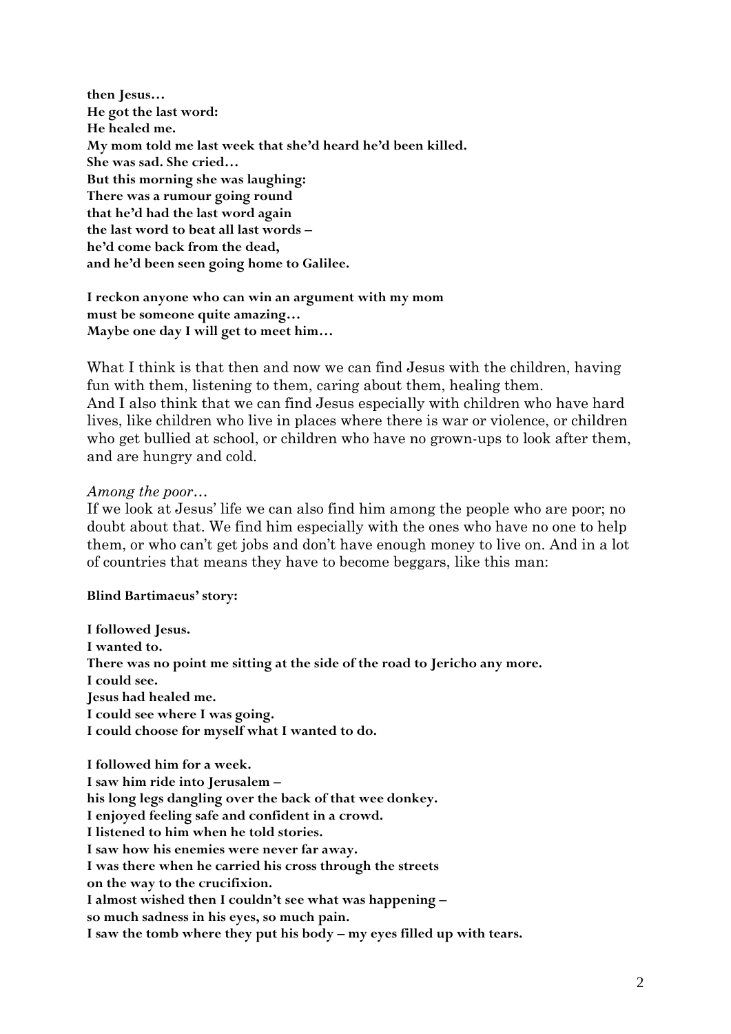**then Jesus…**
**He got the last word:**
**He healed me.**
**My mom told me last week that she'd heard he'd been killed.**
**She was sad. She cried…**
**But this morning she was laughing:**
**There was a rumour going round**
**that he'd had the last word again**
**the last word to beat all last words –**
**he'd come back from the dead,**
**and he'd been seen going home to Galilee.**

**I reckon anyone who can win an argument with my mom**
**must be someone quite amazing…**
**Maybe one day I will get to meet him…**

What I think is that then and now we can find Jesus with the children, having fun with them, listening to them, caring about them, healing them.
And I also think that we can find Jesus especially with children who have hard lives, like children who live in places where there is war or violence, or children who get bullied at school, or children who have no grown-ups to look after them, and are hungry and cold.

*Among the poor…*
If we look at Jesus' life we can also find him among the people who are poor; no doubt about that. We find him especially with the ones who have no one to help them, or who can't get jobs and don't have enough money to live on. And in a lot of countries that means they have to become beggars, like this man:

**Blind Bartimaeus' story:**

**I followed Jesus.**
**I wanted to.**
**There was no point me sitting at the side of the road to Jericho any more.**
**I could see.**
**Jesus had healed me.**
**I could see where I was going.**
**I could choose for myself what I wanted to do.**

**I followed him for a week.**
**I saw him ride into Jerusalem –**
**his long legs dangling over the back of that wee donkey.**
**I enjoyed feeling safe and confident in a crowd.**
**I listened to him when he told stories.**
**I saw how his enemies were never far away.**
**I was there when he carried his cross through the streets**
**on the way to the crucifixion.**
**I almost wished then I couldn't see what was happening –**
**so much sadness in his eyes, so much pain.**
**I saw the tomb where they put his body – my eyes filled up with tears.**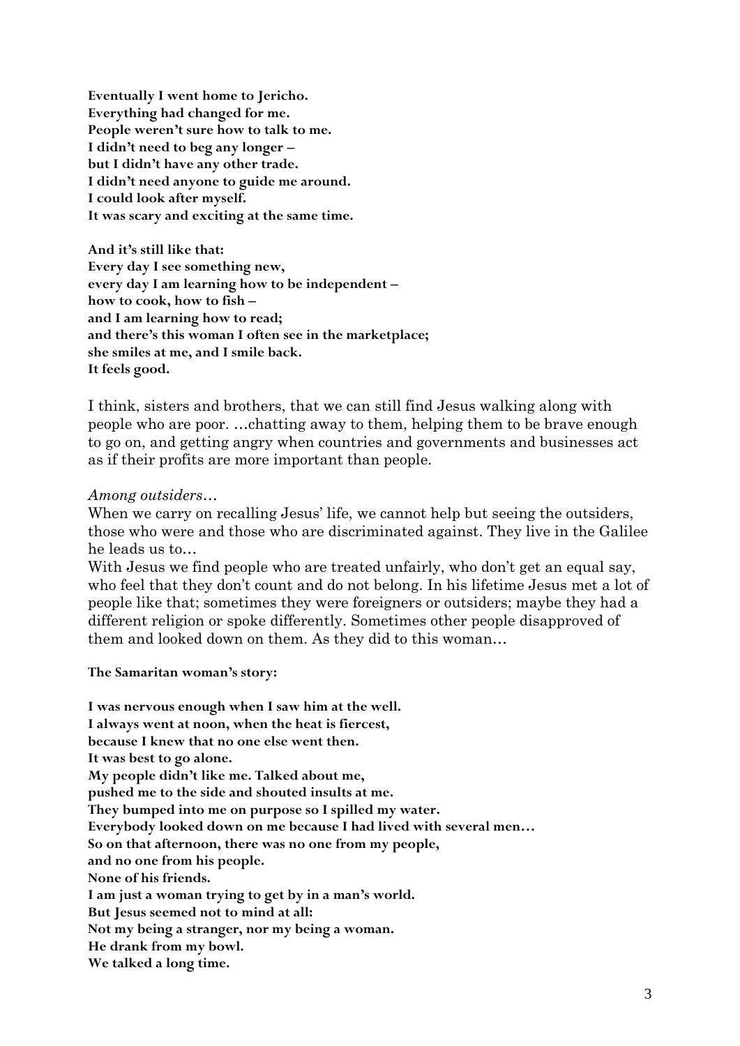**Eventually I went home to Jericho.**
**Everything had changed for me.**
**People weren't sure how to talk to me.**
**I didn't need to beg any longer –**
**but I didn't have any other trade.**
**I didn't need anyone to guide me around.**
**I could look after myself.**
**It was scary and exciting at the same time.**

**And it's still like that:**
**Every day I see something new,**
**every day I am learning how to be independent –**
**how to cook, how to fish –**
**and I am learning how to read;**
**and there's this woman I often see in the marketplace;**
**she smiles at me, and I smile back.**
**It feels good.**

I think, sisters and brothers, that we can still find Jesus walking along with people who are poor. …chatting away to them, helping them to be brave enough to go on, and getting angry when countries and governments and businesses act as if their profits are more important than people.

*Among outsiders…*

When we carry on recalling Jesus' life, we cannot help but seeing the outsiders, those who were and those who are discriminated against. They live in the Galilee he leads us to…

With Jesus we find people who are treated unfairly, who don't get an equal say, who feel that they don't count and do not belong. In his lifetime Jesus met a lot of people like that; sometimes they were foreigners or outsiders; maybe they had a different religion or spoke differently. Sometimes other people disapproved of them and looked down on them. As they did to this woman…

**The Samaritan woman's story:**

**I was nervous enough when I saw him at the well.**
**I always went at noon, when the heat is fiercest,**
**because I knew that no one else went then.**
**It was best to go alone.**
**My people didn't like me. Talked about me,**
**pushed me to the side and shouted insults at me.**
**They bumped into me on purpose so I spilled my water.**
**Everybody looked down on me because I had lived with several men…**
**So on that afternoon, there was no one from my people,**
**and no one from his people.**
**None of his friends.**
**I am just a woman trying to get by in a man's world.**
**But Jesus seemed not to mind at all:**
**Not my being a stranger, nor my being a woman.**
**He drank from my bowl.**
**We talked a long time.**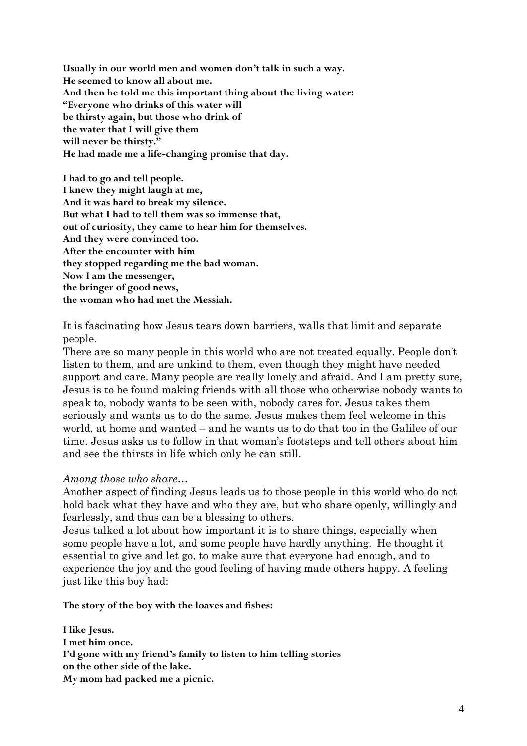**Usually in our world men and women don't talk in such a way.**
**He seemed to know all about me.**
**And then he told me this important thing about the living water:**
**"Everyone who drinks of this water will**
**be thirsty again, but those who drink of**
**the water that I will give them**
**will never be thirsty."**
**He had made me a life-changing promise that day.**

**I had to go and tell people.**
**I knew they might laugh at me,**
**And it was hard to break my silence.**
**But what I had to tell them was so immense that,**
**out of curiosity, they came to hear him for themselves.**
**And they were convinced too.**
**After the encounter with him**
**they stopped regarding me the bad woman.**
**Now I am the messenger,**
**the bringer of good news,**
**the woman who had met the Messiah.**

It is fascinating how Jesus tears down barriers, walls that limit and separate people.
There are so many people in this world who are not treated equally. People don't listen to them, and are unkind to them, even though they might have needed support and care. Many people are really lonely and afraid. And I am pretty sure, Jesus is to be found making friends with all those who otherwise nobody wants to speak to, nobody wants to be seen with, nobody cares for. Jesus takes them seriously and wants us to do the same. Jesus makes them feel welcome in this world, at home and wanted – and he wants us to do that too in the Galilee of our time. Jesus asks us to follow in that woman's footsteps and tell others about him and see the thirsts in life which only he can still.

*Among those who share…*
Another aspect of finding Jesus leads us to those people in this world who do not hold back what they have and who they are, but who share openly, willingly and fearlessly, and thus can be a blessing to others.
Jesus talked a lot about how important it is to share things, especially when some people have a lot, and some people have hardly anything. He thought it essential to give and let go, to make sure that everyone had enough, and to experience the joy and the good feeling of having made others happy. A feeling just like this boy had:

**The story of the boy with the loaves and fishes:**

**I like Jesus.**
**I met him once.**
**I'd gone with my friend's family to listen to him telling stories**
**on the other side of the lake.**
**My mom had packed me a picnic.**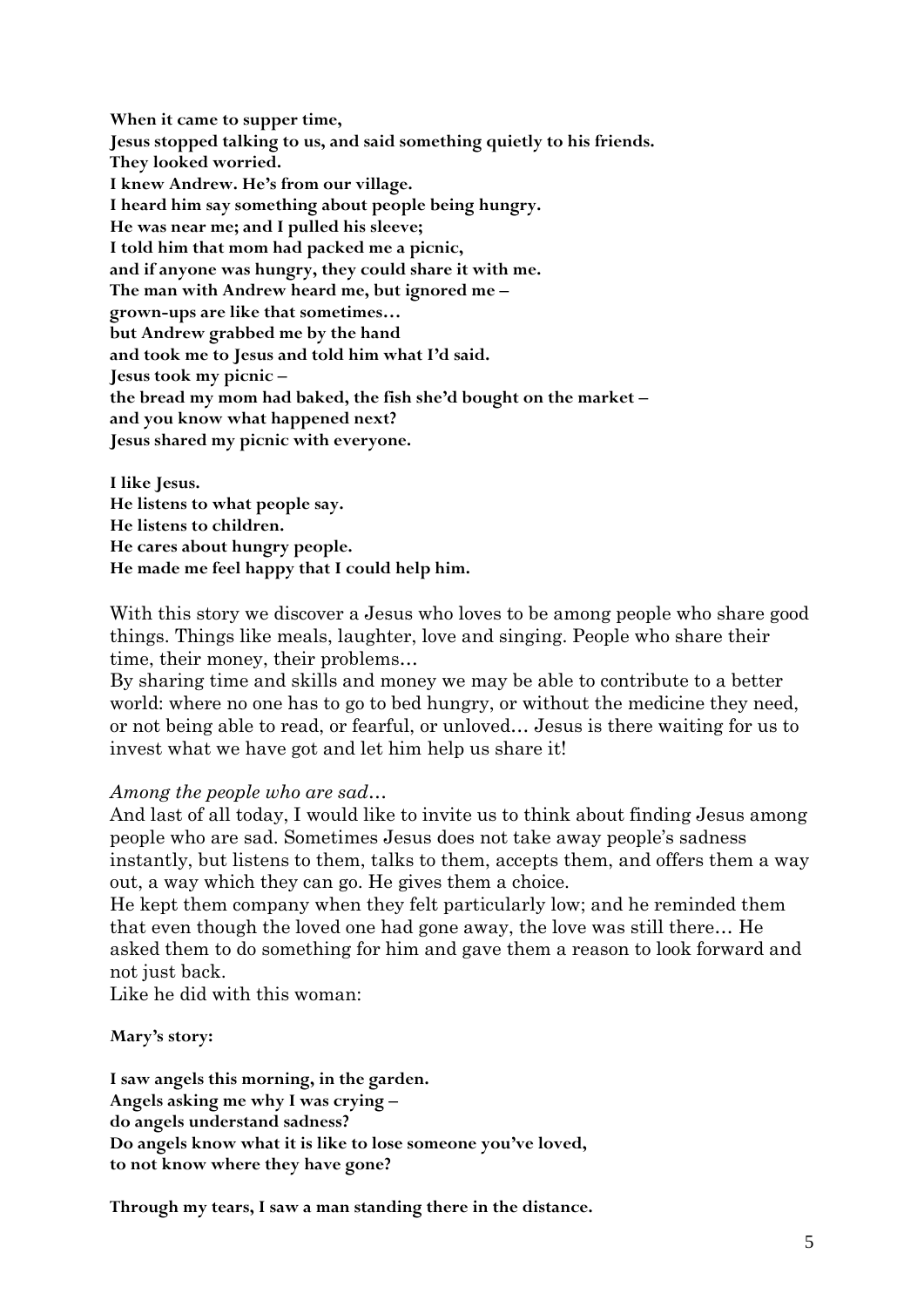**When it came to supper time,**
**Jesus stopped talking to us, and said something quietly to his friends.**
**They looked worried.**
**I knew Andrew. He's from our village.**
**I heard him say something about people being hungry.**
**He was near me; and I pulled his sleeve;**
**I told him that mom had packed me a picnic,**
**and if anyone was hungry, they could share it with me.**
**The man with Andrew heard me, but ignored me –**
**grown-ups are like that sometimes…**
**but Andrew grabbed me by the hand**
**and took me to Jesus and told him what I'd said.**
**Jesus took my picnic –**
**the bread my mom had baked, the fish she'd bought on the market –**
**and you know what happened next?**
**Jesus shared my picnic with everyone.**

**I like Jesus.**
**He listens to what people say.**
**He listens to children.**
**He cares about hungry people.**
**He made me feel happy that I could help him.**

With this story we discover a Jesus who loves to be among people who share good things. Things like meals, laughter, love and singing. People who share their time, their money, their problems…
By sharing time and skills and money we may be able to contribute to a better world: where no one has to go to bed hungry, or without the medicine they need, or not being able to read, or fearful, or unloved… Jesus is there waiting for us to invest what we have got and let him help us share it!

*Among the people who are sad…*
And last of all today, I would like to invite us to think about finding Jesus among people who are sad. Sometimes Jesus does not take away people's sadness instantly, but listens to them, talks to them, accepts them, and offers them a way out, a way which they can go. He gives them a choice.
He kept them company when they felt particularly low; and he reminded them that even though the loved one had gone away, the love was still there… He asked them to do something for him and gave them a reason to look forward and not just back.
Like he did with this woman:

**Mary's story:**

**I saw angels this morning, in the garden.**
**Angels asking me why I was crying –**
**do angels understand sadness?**
**Do angels know what it is like to lose someone you've loved,**
**to not know where they have gone?**

**Through my tears, I saw a man standing there in the distance.**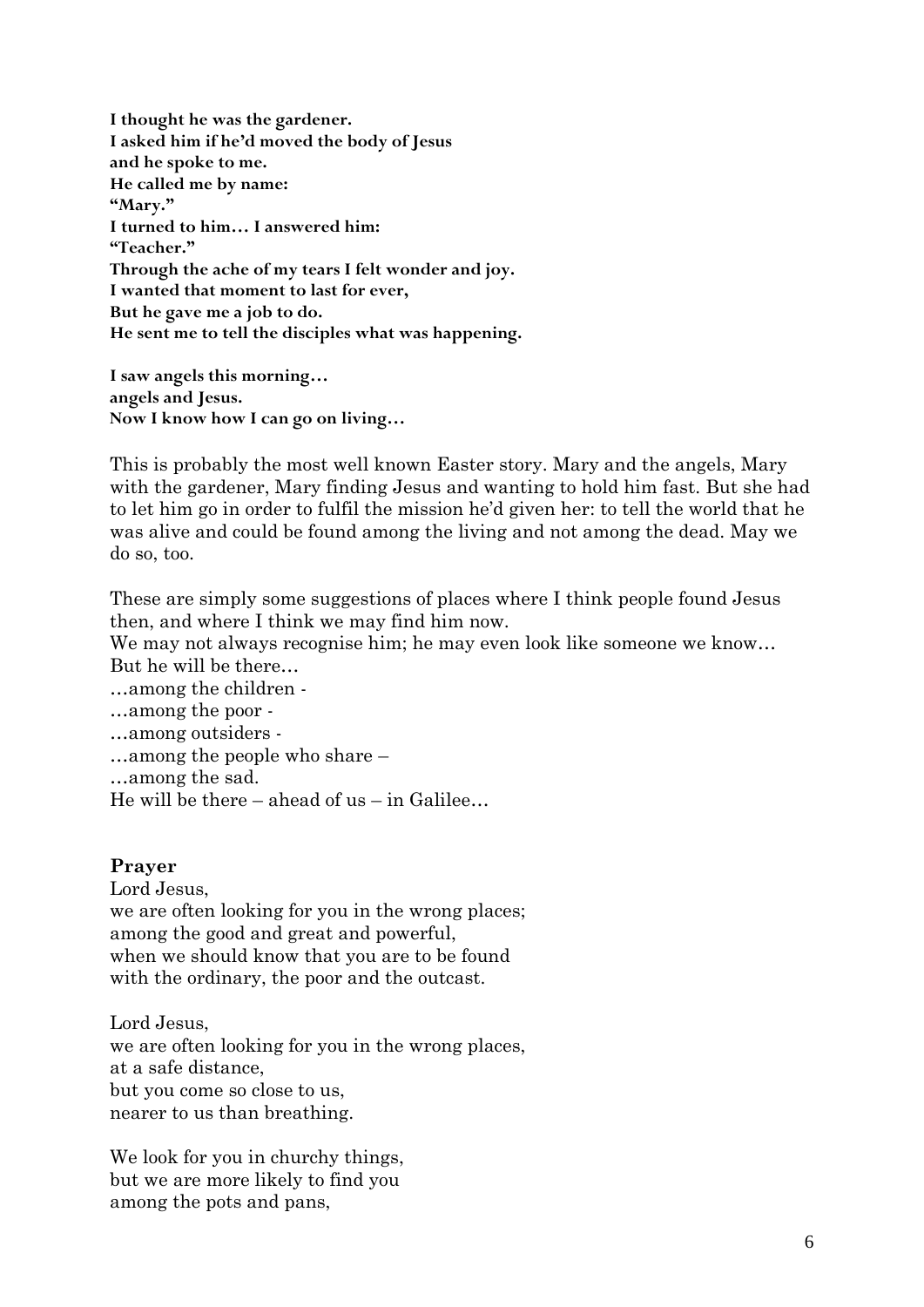**I thought he was the gardener.**
**I asked him if he'd moved the body of Jesus**
**and he spoke to me.**
**He called me by name:**
**"Mary."**
**I turned to him… I answered him:**
**"Teacher."**
**Through the ache of my tears I felt wonder and joy.**
**I wanted that moment to last for ever,**
**But he gave me a job to do.**
**He sent me to tell the disciples what was happening.**

**I saw angels this morning…**
**angels and Jesus.**
**Now I know how I can go on living…**

This is probably the most well known Easter story. Mary and the angels, Mary with the gardener, Mary finding Jesus and wanting to hold him fast. But she had to let him go in order to fulfil the mission he'd given her: to tell the world that he was alive and could be found among the living and not among the dead. May we do so, too.

These are simply some suggestions of places where I think people found Jesus then, and where I think we may find him now.
We may not always recognise him; he may even look like someone we know…
But he will be there…
…among the children -
…among the poor -
…among outsiders -
…among the people who share –
…among the sad.
He will be there – ahead of us – in Galilee…

**Prayer**

Lord Jesus,
we are often looking for you in the wrong places;
among the good and great and powerful,
when we should know that you are to be found
with the ordinary, the poor and the outcast.

Lord Jesus,
we are often looking for you in the wrong places,
at a safe distance,
but you come so close to us,
nearer to us than breathing.

We look for you in churchy things,
but we are more likely to find you
among the pots and pans,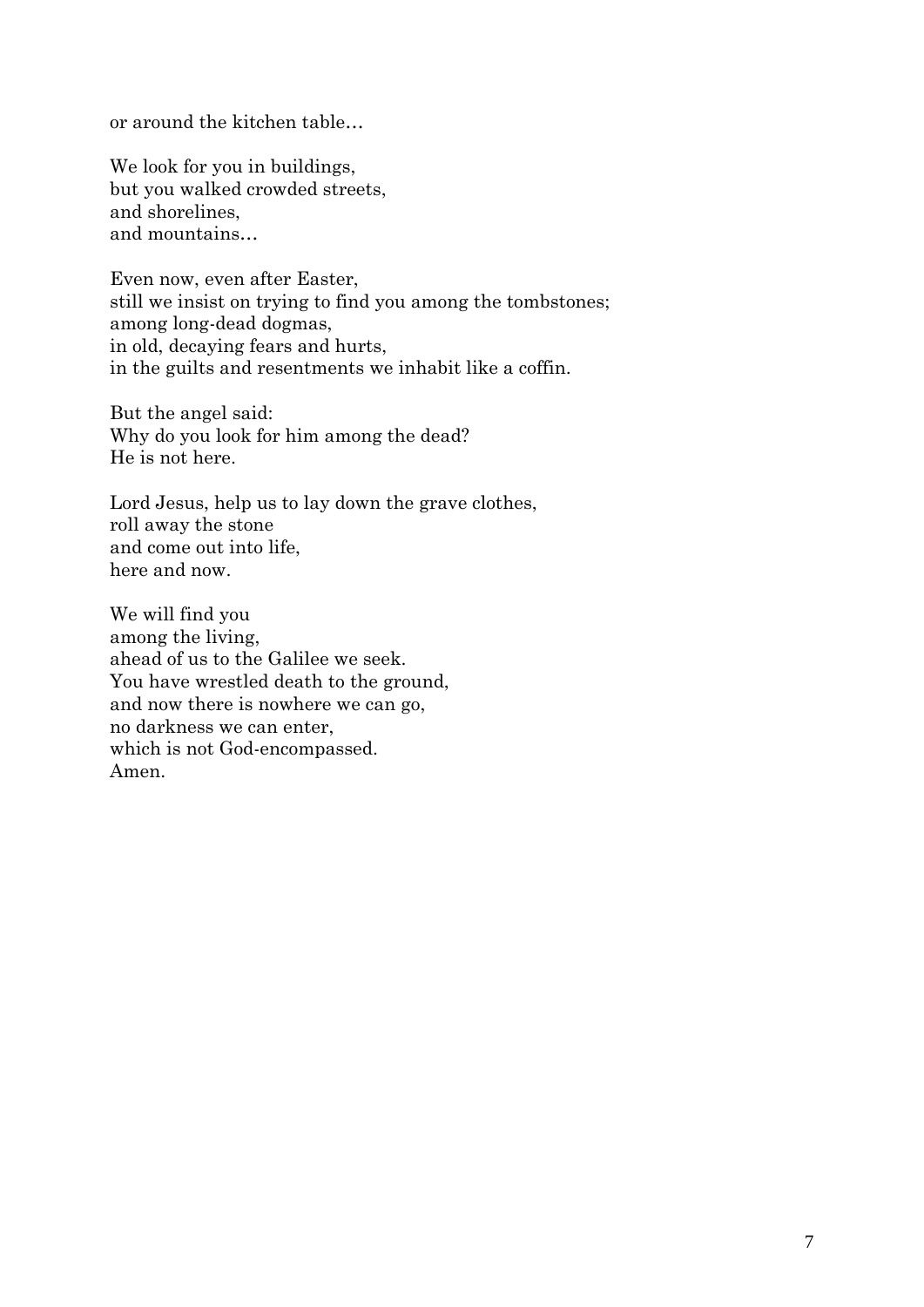or around the kitchen table…

We look for you in buildings,  
but you walked crowded streets,  
and shorelines,  
and mountains…

Even now, even after Easter,  
still we insist on trying to find you among the tombstones;  
among long-dead dogmas,  
in old, decaying fears and hurts,  
in the guilts and resentments we inhabit like a coffin.

But the angel said:  
Why do you look for him among the dead?  
He is not here.

Lord Jesus, help us to lay down the grave clothes,  
roll away the stone  
and come out into life,  
here and now.

We will find you  
among the living,  
ahead of us to the Galilee we seek.  
You have wrestled death to the ground,  
and now there is nowhere we can go,  
no darkness we can enter,  
which is not God-encompassed.  
Amen.